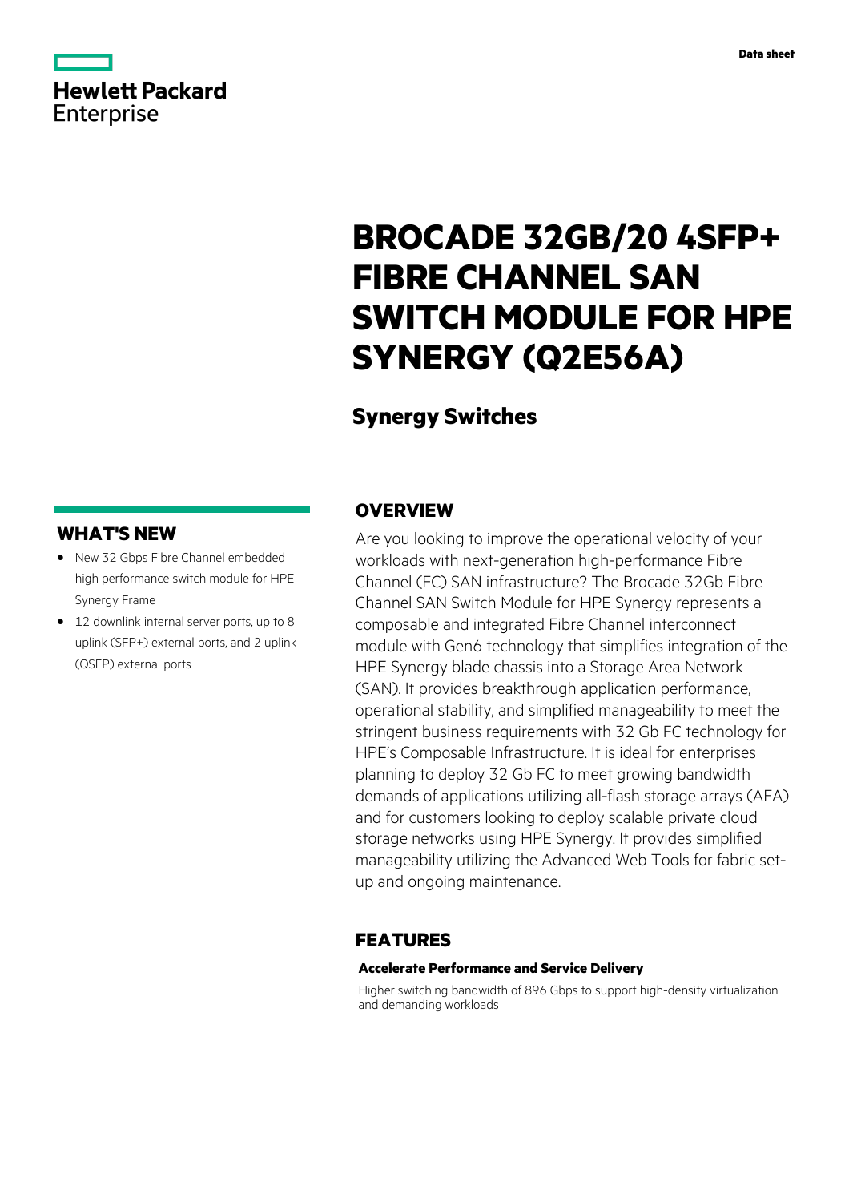Data sheet

# BROCADE 32GB/20 4SFP+ FIBRE CHANNEL SAN SWITCH MODULE FOR HPE SYNERGY (Q2E56A)

## Synergy Switches

## WHAT'S NEW

- New 32 Gbps Fibre Channel embedded high performance switch module for HPE Synergy Frame
- 12 downlink internal server ports, up to 8 uplink (SFP+) external ports, and 2 uplink (QSFP) external ports

## OVERVIEW

Are you looking to improve the operational velocity of your workloads with next-generation high-performance Fibre Channel (FC) SAN infrastructure? The Brocade 32Gb Fibre Channel SAN Switch Module for HPE Synergy represents a composable and integrated Fibre Channel interconnect module with Gen6 technology that simplifies integration of the HPE Synergy blade chassis into a Storage Area Network (SAN). It provides breakthrough application performance, operational stability, and simplified manageability to meet the stringent business requirements with 32 Gb FC technology for HPE's Composable Infrastructure. It is ideal for enterprises planning to deploy 32 Gb FC to meet growing bandwidth demands of applications utilizing all-flash storage arrays (AFA) and for customers looking to deploy scalable private cloud storage networks using HPE Synergy. It provides simplified manageability utilizing the Advanced Web Tools for fabric set-up and ongoing maintenance.

## FEATURES

### Accelerate Performance and Service Delivery

Higher switching bandwidth of 896 Gbps to support high-density virtualization and demanding workloads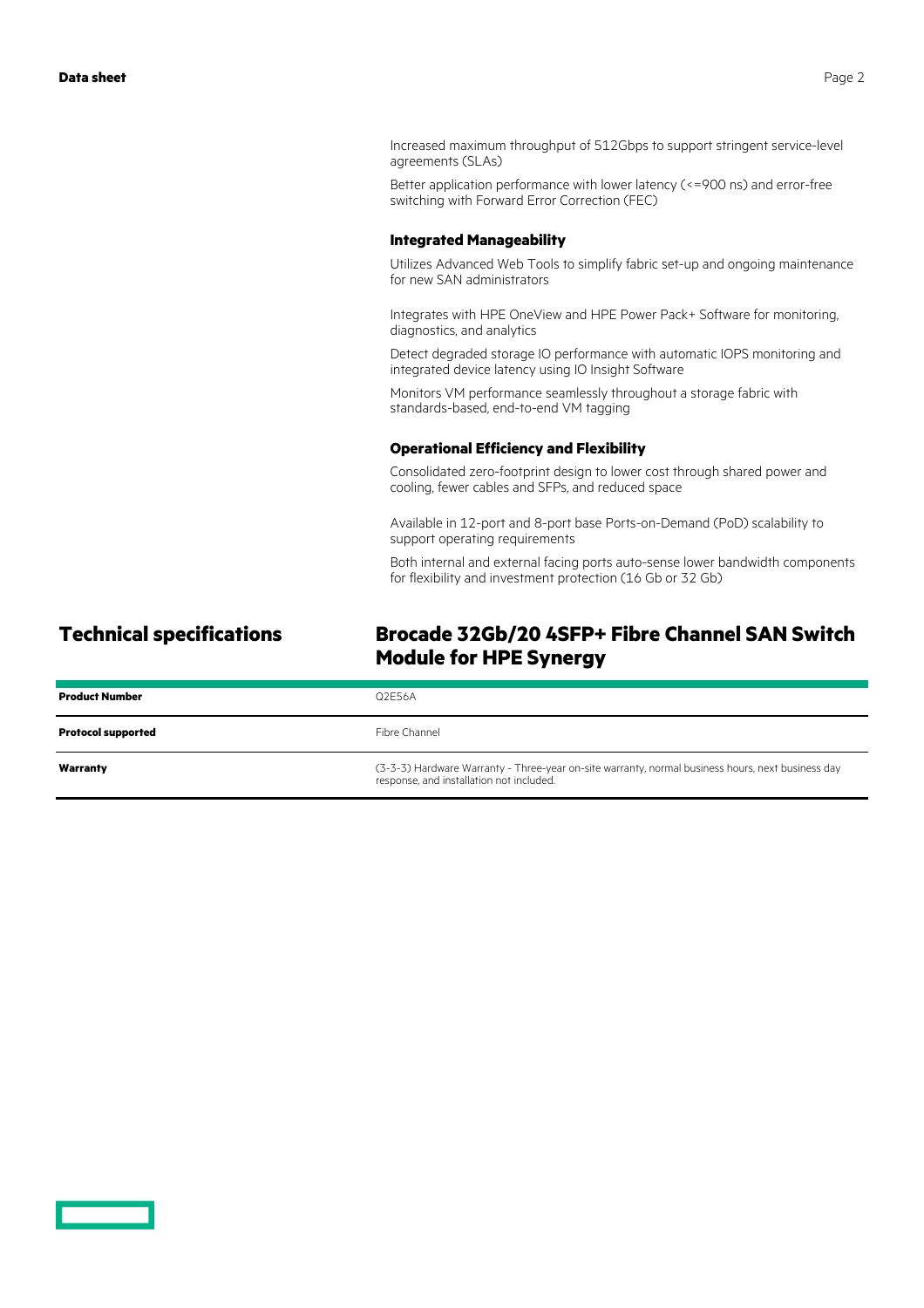Increased maximum throughput of 512Gbps to support stringent service-level agreements (SLAs)

Better application performance with lower latency (<=900 ns) and error-free switching with Forward Error Correction (FEC)

### Integrated Manageability

Utilizes Advanced Web Tools to simplify fabric set-up and ongoing maintenance for new SAN administrators

Integrates with HPE OneView and HPE Power Pack+ Software for monitoring, diagnostics, and analytics

Detect degraded storage IO performance with automatic IOPS monitoring and integrated device latency using IO Insight Software

Monitors VM performance seamlessly throughout a storage fabric with standards-based, end-to-end VM tagging

### Operational Efficiency and Flexibility

Consolidated zero-footprint design to lower cost through shared power and cooling, fewer cables and SFPs, and reduced space

Available in 12-port and 8-port base Ports-on-Demand (PoD) scalability to support operating requirements

Both internal and external facing ports auto-sense lower bandwidth components for flexibility and investment protection (16 Gb or 32 Gb)

## Technical specifications

## Brocade 32Gb/20 4SFP+ Fibre Channel SAN Switch Module for HPE Synergy

| | |
|---|---|
| **Product Number** | Q2E56A |
| **Protocol supported** | Fibre Channel |
| **Warranty** | (3-3-3) Hardware Warranty - Three-year on-site warranty, normal business hours, next business day response, and installation not included. |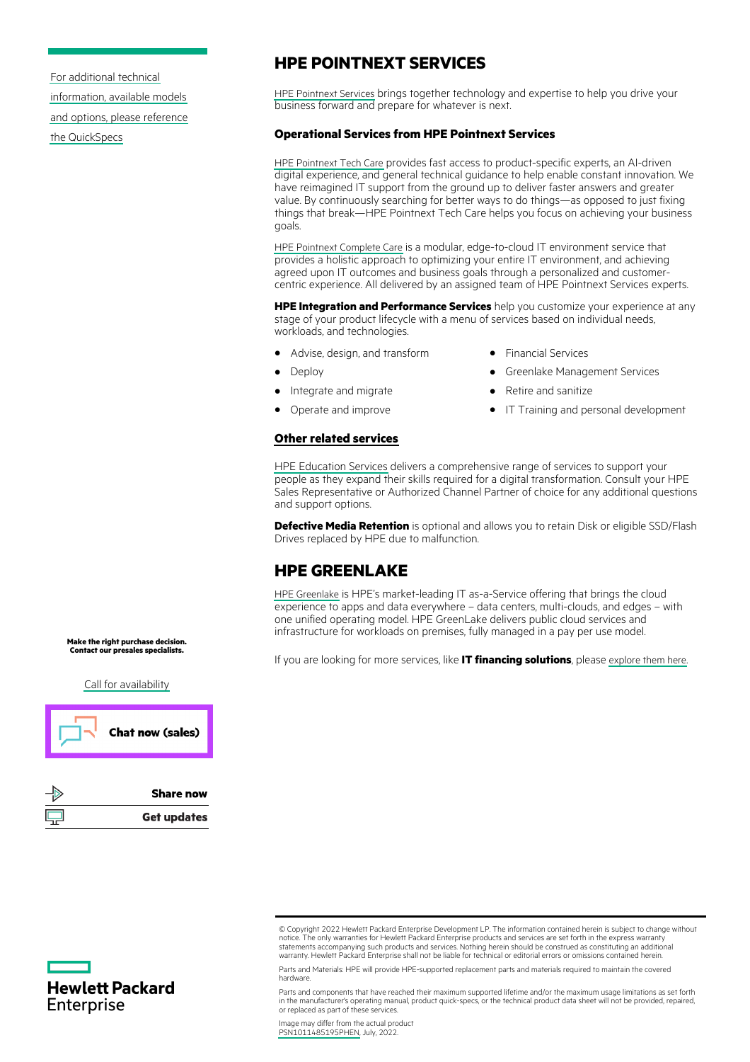For additional technical information, available models and options, please reference the QuickSpecs

## HPE POINTNEXT SERVICES

HPE Pointnext Services brings together technology and expertise to help you drive your business forward and prepare for whatever is next.

### Operational Services from HPE Pointnext Services

HPE Pointnext Tech Care provides fast access to product-specific experts, an AI-driven digital experience, and general technical guidance to help enable constant innovation. We have reimagined IT support from the ground up to deliver faster answers and greater value. By continuously searching for better ways to do things—as opposed to just fixing things that break—HPE Pointnext Tech Care helps you focus on achieving your business goals.

HPE Pointnext Complete Care is a modular, edge-to-cloud IT environment service that provides a holistic approach to optimizing your entire IT environment, and achieving agreed upon IT outcomes and business goals through a personalized and customer-centric experience. All delivered by an assigned team of HPE Pointnext Services experts.

**HPE Integration and Performance Services** help you customize your experience at any stage of your product lifecycle with a menu of services based on individual needs, workloads, and technologies.

- Advise, design, and transform
- Deploy
- Integrate and migrate
- Operate and improve
- Financial Services
- Greenlake Management Services
- Retire and sanitize
- IT Training and personal development

### Other related services

HPE Education Services delivers a comprehensive range of services to support your people as they expand their skills required for a digital transformation. Consult your HPE Sales Representative or Authorized Channel Partner of choice for any additional questions and support options.

**Defective Media Retention** is optional and allows you to retain Disk or eligible SSD/Flash Drives replaced by HPE due to malfunction.

## HPE GREENLAKE

HPE Greenlake is HPE's market-leading IT as-a-Service offering that brings the cloud experience to apps and data everywhere – data centers, multi-clouds, and edges – with one unified operating model. HPE GreenLake delivers public cloud services and infrastructure for workloads on premises, fully managed in a pay per use model.

If you are looking for more services, like **IT financing solutions**, please explore them here.

**Make the right purchase decision. Contact our presales specialists.**

Call for availability

Chat now (sales)

Share now

Get updates

© Copyright 2022 Hewlett Packard Enterprise Development LP. The information contained herein is subject to change without notice. The only warranties for Hewlett Packard Enterprise products and services are set forth in the express warranty statements accompanying such products and services. Nothing herein should be construed as constituting an additional warranty. Hewlett Packard Enterprise shall not be liable for technical or editorial errors or omissions contained herein.

Parts and Materials: HPE will provide HPE-supported replacement parts and materials required to maintain the covered hardware.

Parts and components that have reached their maximum supported lifetime and/or the maximum usage limitations as set forth in the manufacturer's operating manual, product quick-specs, or the technical product data sheet will not be provided, repaired, or replaced as part of these services.

Image may differ from the actual product

PSN1011485195PHEN, July, 2022.

Hewlett Packard Enterprise